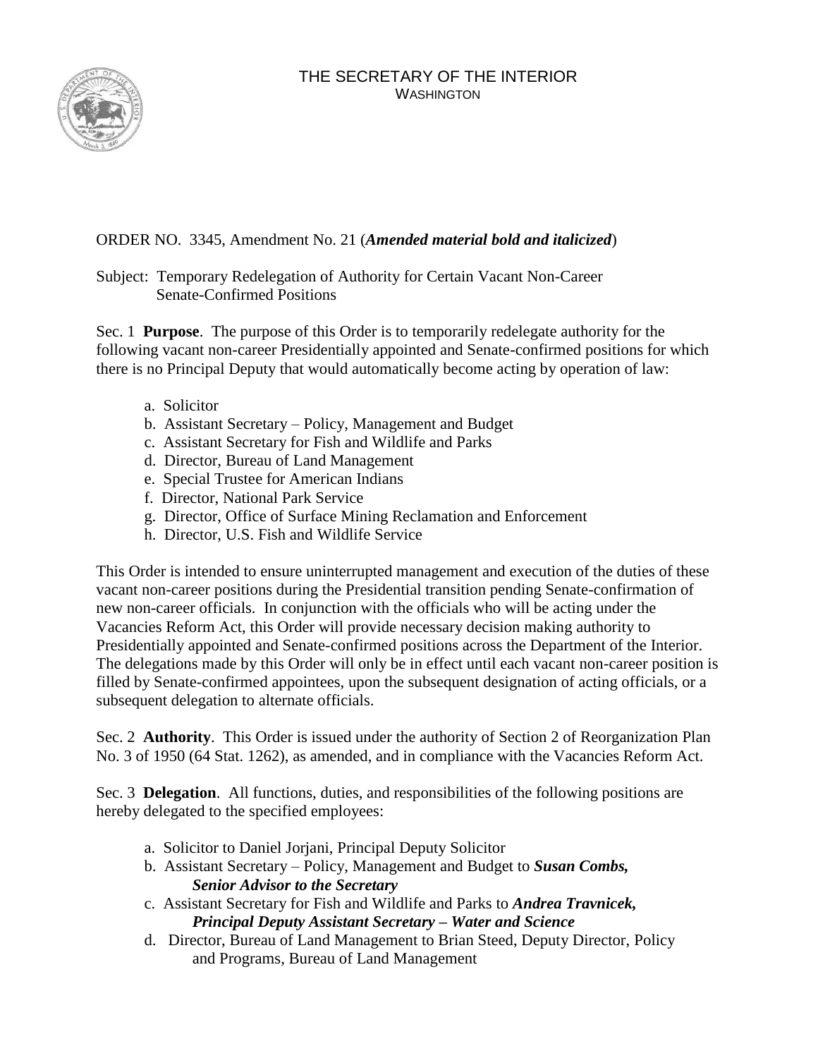# THE SECRETARY OF THE INTERIOR
WASHINGTON

ORDER NO. 3345, Amendment No. 21 (***Amended material bold and italicized***)

Subject: Temporary Redelegation of Authority for Certain Vacant Non-Career Senate-Confirmed Positions

Sec. 1 **Purpose**. The purpose of this Order is to temporarily redelegate authority for the following vacant non-career Presidentially appointed and Senate-confirmed positions for which there is no Principal Deputy that would automatically become acting by operation of law:

a. Solicitor
b. Assistant Secretary – Policy, Management and Budget
c. Assistant Secretary for Fish and Wildlife and Parks
d. Director, Bureau of Land Management
e. Special Trustee for American Indians
f. Director, National Park Service
g. Director, Office of Surface Mining Reclamation and Enforcement
h. Director, U.S. Fish and Wildlife Service

This Order is intended to ensure uninterrupted management and execution of the duties of these vacant non-career positions during the Presidential transition pending Senate-confirmation of new non-career officials. In conjunction with the officials who will be acting under the Vacancies Reform Act, this Order will provide necessary decision making authority to Presidentially appointed and Senate-confirmed positions across the Department of the Interior. The delegations made by this Order will only be in effect until each vacant non-career position is filled by Senate-confirmed appointees, upon the subsequent designation of acting officials, or a subsequent delegation to alternate officials.

Sec. 2 **Authority**. This Order is issued under the authority of Section 2 of Reorganization Plan No. 3 of 1950 (64 Stat. 1262), as amended, and in compliance with the Vacancies Reform Act.

Sec. 3 **Delegation**. All functions, duties, and responsibilities of the following positions are hereby delegated to the specified employees:

a. Solicitor to Daniel Jorjani, Principal Deputy Solicitor
b. Assistant Secretary – Policy, Management and Budget to ***Susan Combs, Senior Advisor to the Secretary***
c. Assistant Secretary for Fish and Wildlife and Parks to ***Andrea Travnicek, Principal Deputy Assistant Secretary – Water and Science***
d. Director, Bureau of Land Management to Brian Steed, Deputy Director, Policy and Programs, Bureau of Land Management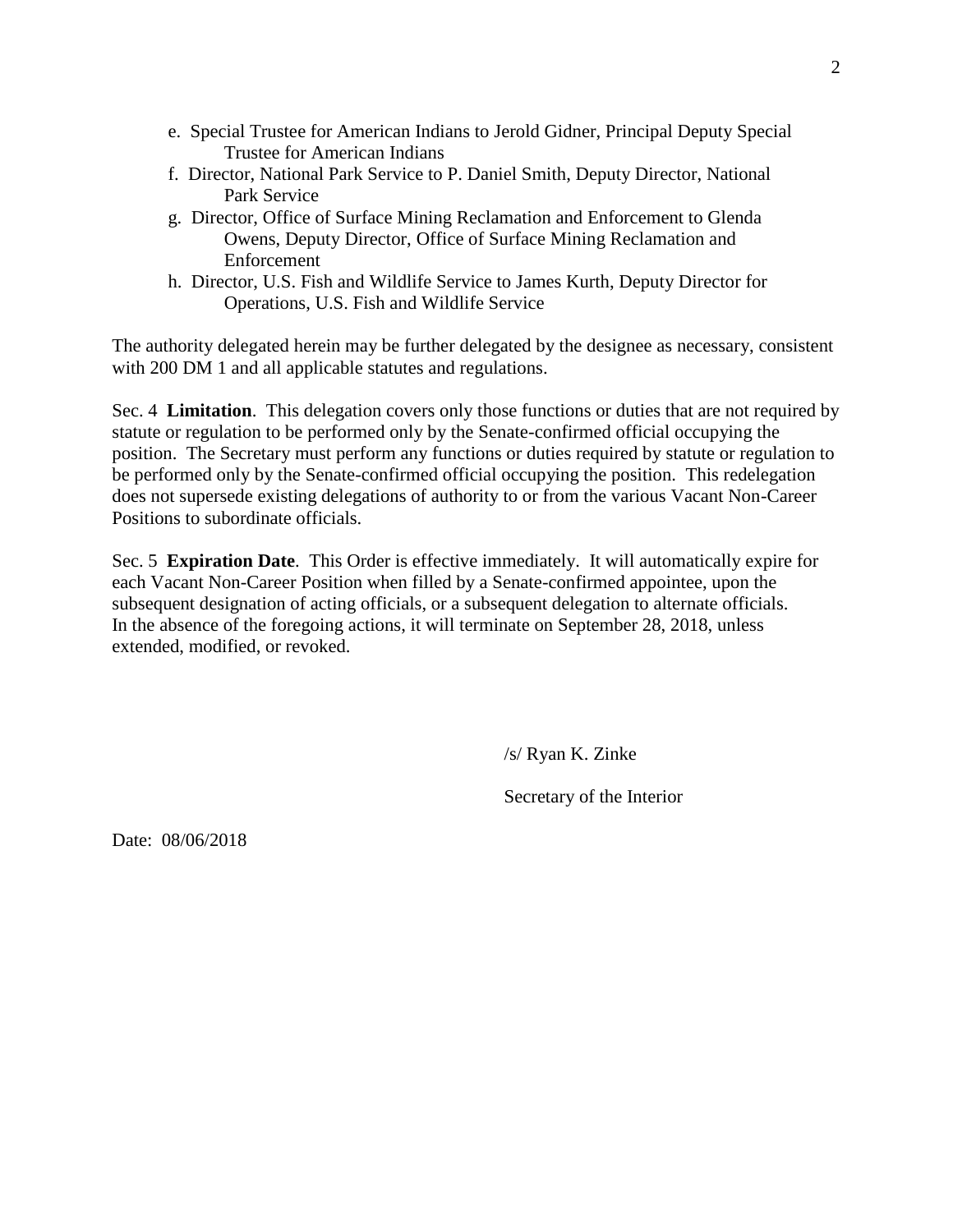e. Special Trustee for American Indians to Jerold Gidner, Principal Deputy Special Trustee for American Indians

f. Director, National Park Service to P. Daniel Smith, Deputy Director, National Park Service

g. Director, Office of Surface Mining Reclamation and Enforcement to Glenda Owens, Deputy Director, Office of Surface Mining Reclamation and Enforcement

h. Director, U.S. Fish and Wildlife Service to James Kurth, Deputy Director for Operations, U.S. Fish and Wildlife Service

The authority delegated herein may be further delegated by the designee as necessary, consistent with 200 DM 1 and all applicable statutes and regulations.

Sec. 4 **Limitation**. This delegation covers only those functions or duties that are not required by statute or regulation to be performed only by the Senate-confirmed official occupying the position. The Secretary must perform any functions or duties required by statute or regulation to be performed only by the Senate-confirmed official occupying the position. This redelegation does not supersede existing delegations of authority to or from the various Vacant Non-Career Positions to subordinate officials.

Sec. 5 **Expiration Date**. This Order is effective immediately. It will automatically expire for each Vacant Non-Career Position when filled by a Senate-confirmed appointee, upon the subsequent designation of acting officials, or a subsequent delegation to alternate officials. In the absence of the foregoing actions, it will terminate on September 28, 2018, unless extended, modified, or revoked.

/s/ Ryan K. Zinke

Secretary of the Interior

Date: 08/06/2018